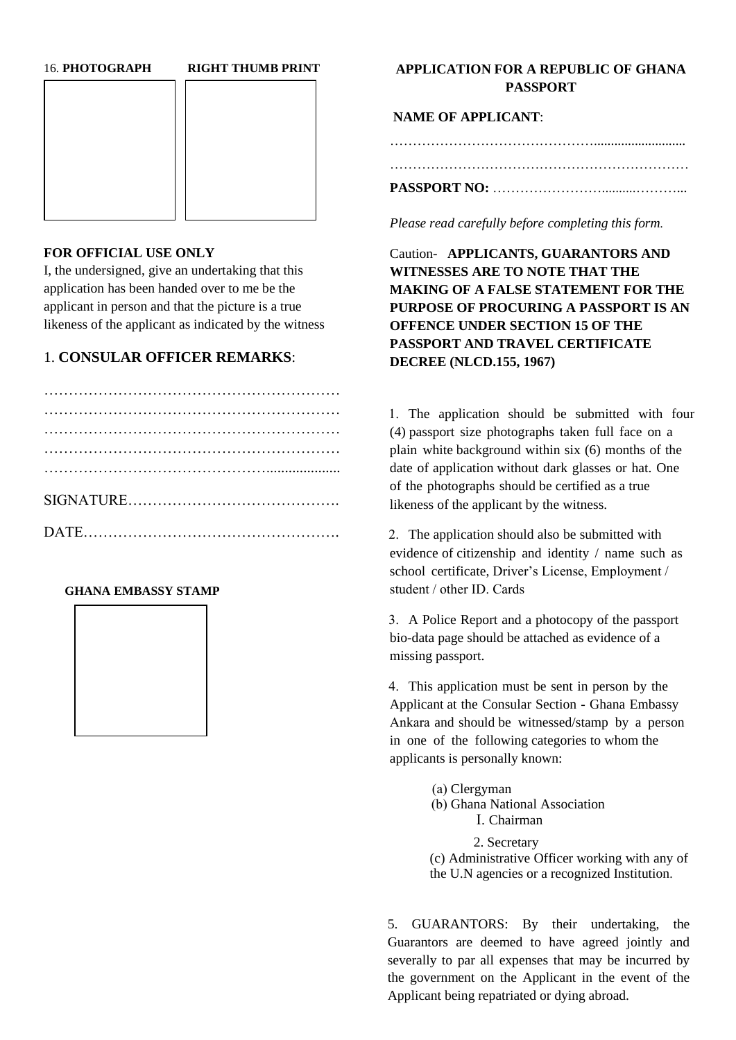16. **PHOTOGRAPH** **RIGHT THUMB PRINT**

**FOR OFFICIAL USE ONLY**

I, the undersigned, give an undertaking that this application has been handed over to me be the applicant in person and that the picture is a true likeness of the applicant as indicated by the witness

1. **CONSULAR OFFICER REMARKS**:

……………………………………………………
……………………………………………………
……………………………………………………
……………………………………………………
……………………………………………………

SIGNATURE…………………………………….

DATE…………………………………………….

**GHANA EMBASSY STAMP**

**APPLICATION FOR A REPUBLIC OF GHANA PASSPORT**

**NAME OF APPLICANT**:

……………………………………………………

……………………………………………………

**PASSPORT NO:** …………………………………...

*Please read carefully before completing this form.*

Caution- **APPLICANTS, GUARANTORS AND WITNESSES ARE TO NOTE THAT THE MAKING OF A FALSE STATEMENT FOR THE PURPOSE OF PROCURING A PASSPORT IS AN OFFENCE UNDER SECTION 15 OF THE PASSPORT AND TRAVEL CERTIFICATE DECREE (NLCD.155, 1967)**

1. The application should be submitted with four (4) passport size photographs taken full face on a plain white background within six (6) months of the date of application without dark glasses or hat. One of the photographs should be certified as a true likeness of the applicant by the witness.

2. The application should also be submitted with evidence of citizenship and identity / name such as school certificate, Driver's License, Employment / student / other ID. Cards

3. A Police Report and a photocopy of the passport bio-data page should be attached as evidence of a missing passport.

4. This application must be sent in person by the Applicant at the Consular Section - Ghana Embassy Ankara and should be witnessed/stamp by a person in one of the following categories to whom the applicants is personally known:

   (a) Clergyman
   (b) Ghana National Association
      I. Chairman
      2. Secretary
   (c) Administrative Officer working with any of the U.N agencies or a recognized Institution.

5. GUARANTORS: By their undertaking, the Guarantors are deemed to have agreed jointly and severally to par all expenses that may be incurred by the government on the Applicant in the event of the Applicant being repatriated or dying abroad.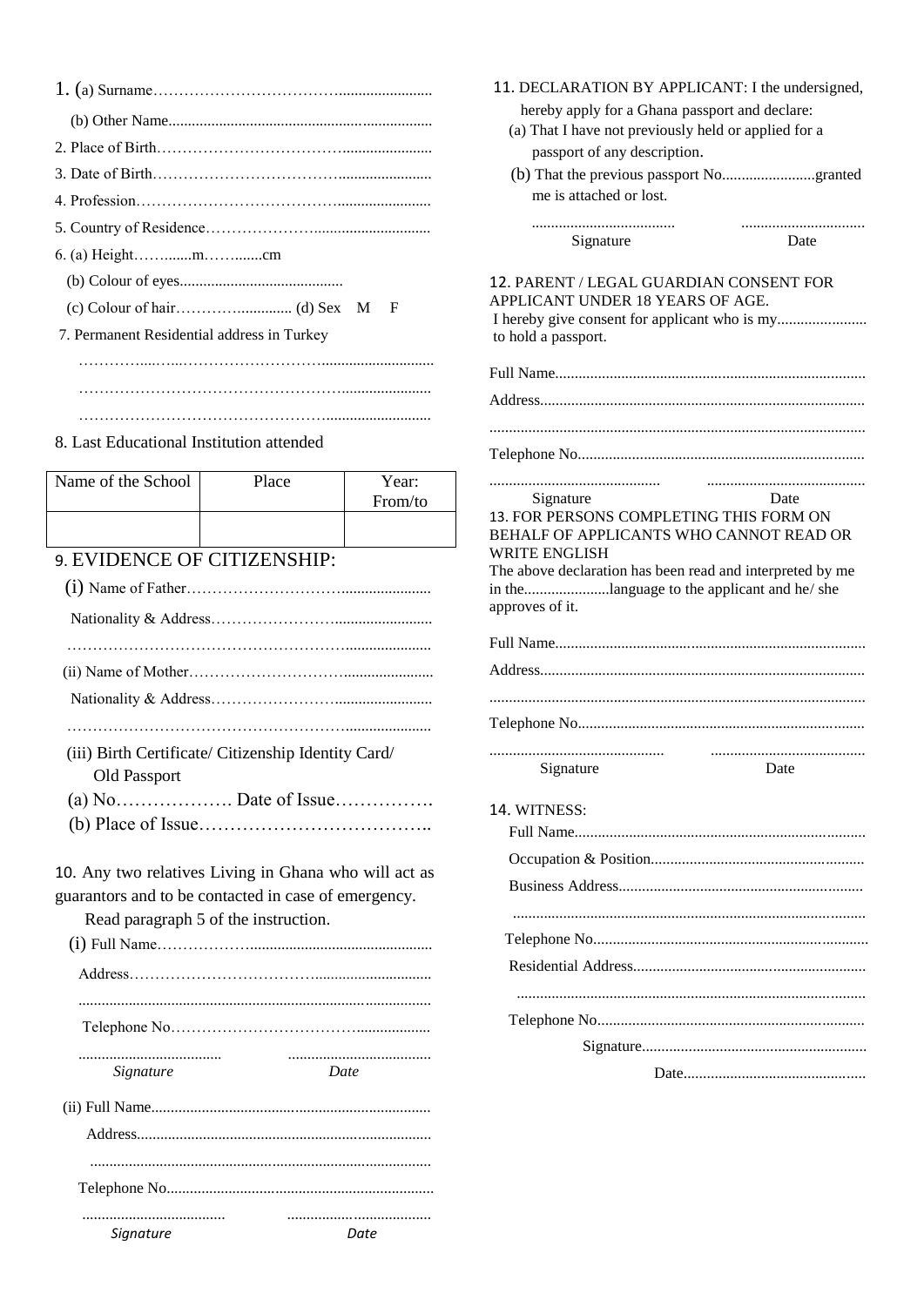1. (a) Surname……………………………........................

(b) Other Name...................................................................

2. Place of Birth………………………………......................

3. Date of Birth……………………………….......................

4. Profession………………………………….......................

5. Country of Residence…………………..............................

6. (a) Height……......m……......cm

(b) Colour of eyes..........................................

(c) Colour of hair………….............. (d) Sex M F

7. Permanent Residential address in Turkey

…………....…...……………………............................

……………………………………………......................

……………………………………………..........................

8. Last Educational Institution attended

| Name of the School | Place | Year: From/to |
|---|---|---|
| | | |

9. EVIDENCE OF CITIZENSHIP:

(i) Name of Father…………………………......................

Nationality & Address…………………….........................

………………………………………………......................

(ii) Name of Mother…………………………......................

Nationality & Address…………………….........................

………………………………………………......................

(iii) Birth Certificate/ Citizenship Identity Card/ Old Passport

(a) No………………. Date of Issue…………….

(b) Place of Issue………………………………..

10. Any two relatives Living in Ghana who will act as guarantors and to be contacted in case of emergency. Read paragraph 5 of the instruction.

(i) Full Name……………….............................................

Address…………………………….............................

..........................................................................................

Telephone No……………………………..................

.................................... ....................................
*Signature* *Date*

(ii) Full Name.......................................................................

Address...........................................................................

.......................................................................................

Telephone No....................................................................

.................................... ....................................
*Signature* *Date*

11. DECLARATION BY APPLICANT: I the undersigned, hereby apply for a Ghana passport and declare:

(a) That I have not previously held or applied for a passport of any description.

(b) That the previous passport No........................granted me is attached or lost.

..................................... ................................
Signature Date

12. PARENT / LEGAL GUARDIAN CONSENT FOR APPLICANT UNDER 18 YEARS OF AGE.
I hereby give consent for applicant who is my....................... to hold a passport.

Full Name...............................................................................

Address...................................................................................

...............................................................................................

Telephone No..........................................................................

............................................ .........................................
Signature Date

13. FOR PERSONS COMPLETING THIS FORM ON BEHALF OF APPLICANTS WHO CANNOT READ OR WRITE ENGLISH
The above declaration has been read and interpreted by me in the......................language to the applicant and he/ she approves of it.

Full Name...............................................................................

Address...................................................................................

...............................................................................................

Telephone No..........................................................................

............................................. ........................................
Signature Date

14. WITNESS:

Full Name...........................................................................

Occupation & Position.......................................................

Business Address..............................................................

.........................................................................................

Telephone No......................................................................

Residential Address............................................................

.........................................................................................

Telephone No....................................................................

Signature.........................................................

Date..............................................